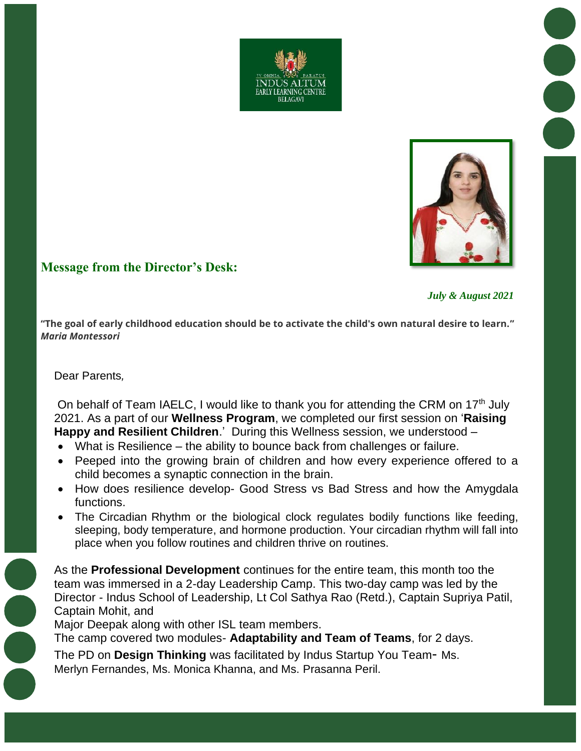## Message from the Director's Desk:

*July & August 2021*

**"The goal of early childhood education should be to activate the child's own natural desire to learn."**
***Maria Montessori***

Dear Parents,

On behalf of Team IAELC, I would like to thank you for attending the CRM on 17th July 2021. As a part of our **Wellness Program**, we completed our first session on '**Raising Happy and Resilient Children**.' During this Wellness session, we understood –

- What is Resilience – the ability to bounce back from challenges or failure.
- Peeped into the growing brain of children and how every experience offered to a child becomes a synaptic connection in the brain.
- How does resilience develop- Good Stress vs Bad Stress and how the Amygdala functions.
- The Circadian Rhythm or the biological clock regulates bodily functions like feeding, sleeping, body temperature, and hormone production. Your circadian rhythm will fall into place when you follow routines and children thrive on routines.

As the **Professional Development** continues for the entire team, this month too the team was immersed in a 2-day Leadership Camp. This two-day camp was led by the Director - Indus School of Leadership, Lt Col Sathya Rao (Retd.), Captain Supriya Patil, Captain Mohit, and Major Deepak along with other ISL team members.

The camp covered two modules- **Adaptability and Team of Teams**, for 2 days.

The PD on **Design Thinking** was facilitated by Indus Startup You Team- Ms. Merlyn Fernandes, Ms. Monica Khanna, and Ms. Prasanna Peril.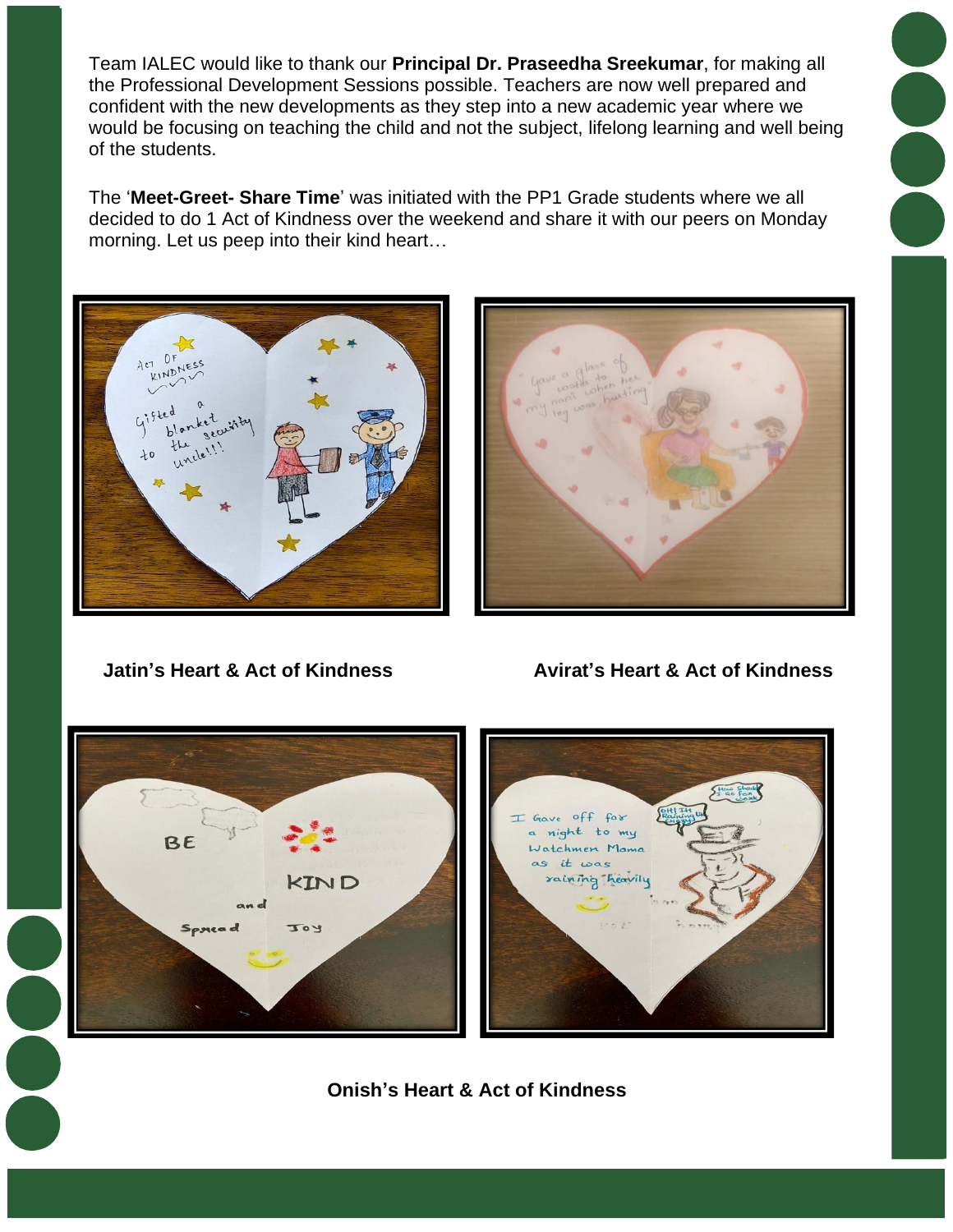Team IALEC would like to thank our **Principal Dr. Praseedha Sreekumar**, for making all the Professional Development Sessions possible. Teachers are now well prepared and confident with the new developments as they step into a new academic year where we would be focusing on teaching the child and not the subject, lifelong learning and well being of the students.

The '**Meet-Greet- Share Time**' was initiated with the PP1 Grade students where we all decided to do 1 Act of Kindness over the weekend and share it with our peers on Monday morning. Let us peep into their kind heart…

**Jatin's Heart & Act of Kindness**

**Avirat's Heart & Act of Kindness**

**Onish's Heart & Act of Kindness**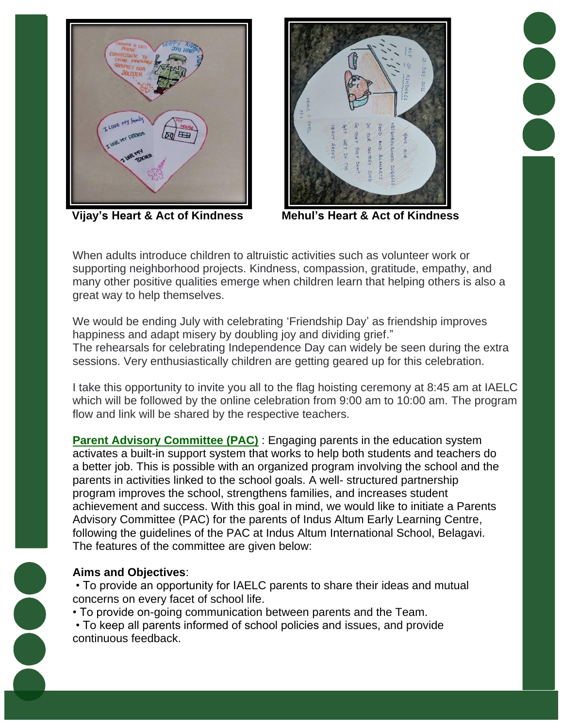**Vijay's Heart & Act of Kindness** **Mehul's Heart & Act of Kindness**

When adults introduce children to altruistic activities such as volunteer work or supporting neighborhood projects. Kindness, compassion, gratitude, empathy, and many other positive qualities emerge when children learn that helping others is also a great way to help themselves.

We would be ending July with celebrating 'Friendship Day' as friendship improves happiness and adapt misery by doubling joy and dividing grief."
The rehearsals for celebrating Independence Day can widely be seen during the extra sessions. Very enthusiastically children are getting geared up for this celebration.

I take this opportunity to invite you all to the flag hoisting ceremony at 8:45 am at IAELC which will be followed by the online celebration from 9:00 am to 10:00 am. The program flow and link will be shared by the respective teachers.

**Parent Advisory Committee (PAC)** : Engaging parents in the education system activates a built-in support system that works to help both students and teachers do a better job. This is possible with an organized program involving the school and the parents in activities linked to the school goals. A well- structured partnership program improves the school, strengthens families, and increases student achievement and success. With this goal in mind, we would like to initiate a Parents Advisory Committee (PAC) for the parents of Indus Altum Early Learning Centre, following the guidelines of the PAC at Indus Altum International School, Belagavi. The features of the committee are given below:

**Aims and Objectives**:

- To provide an opportunity for IAELC parents to share their ideas and mutual concerns on every facet of school life.
- To provide on-going communication between parents and the Team.
- To keep all parents informed of school policies and issues, and provide continuous feedback.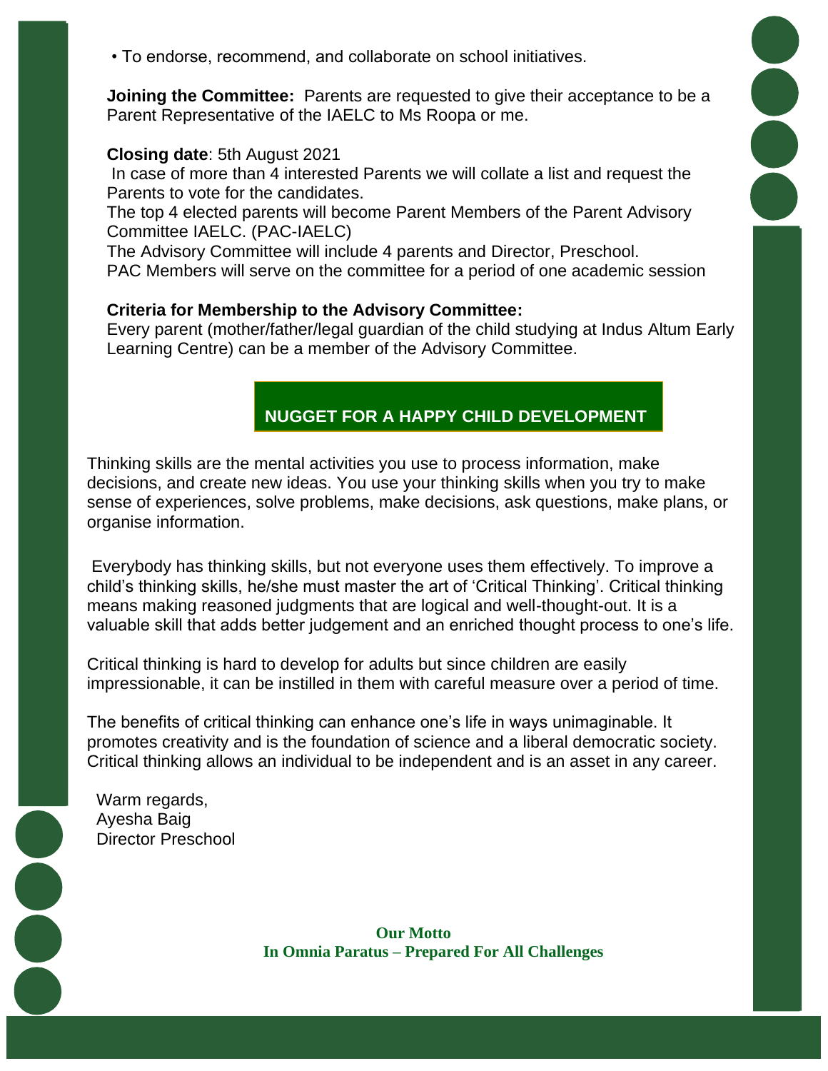- To endorse, recommend, and collaborate on school initiatives.

**Joining the Committee:** Parents are requested to give their acceptance to be a Parent Representative of the IAELC to Ms Roopa or me.

**Closing date**: 5th August 2021

In case of more than 4 interested Parents we will collate a list and request the Parents to vote for the candidates.

The top 4 elected parents will become Parent Members of the Parent Advisory Committee IAELC. (PAC-IAELC)

The Advisory Committee will include 4 parents and Director, Preschool.

PAC Members will serve on the committee for a period of one academic session

**Criteria for Membership to the Advisory Committee:**

Every parent (mother/father/legal guardian of the child studying at Indus Altum Early Learning Centre) can be a member of the Advisory Committee.

## NUGGET FOR A HAPPY CHILD DEVELOPMENT

Thinking skills are the mental activities you use to process information, make decisions, and create new ideas. You use your thinking skills when you try to make sense of experiences, solve problems, make decisions, ask questions, make plans, or organise information.

Everybody has thinking skills, but not everyone uses them effectively. To improve a child's thinking skills, he/she must master the art of 'Critical Thinking'. Critical thinking means making reasoned judgments that are logical and well-thought-out. It is a valuable skill that adds better judgement and an enriched thought process to one's life.

Critical thinking is hard to develop for adults but since children are easily impressionable, it can be instilled in them with careful measure over a period of time.

The benefits of critical thinking can enhance one's life in ways unimaginable. It promotes creativity and is the foundation of science and a liberal democratic society. Critical thinking allows an individual to be independent and is an asset in any career.

Warm regards,
Ayesha Baig
Director Preschool

**Our Motto**
**In Omnia Paratus – Prepared For All Challenges**